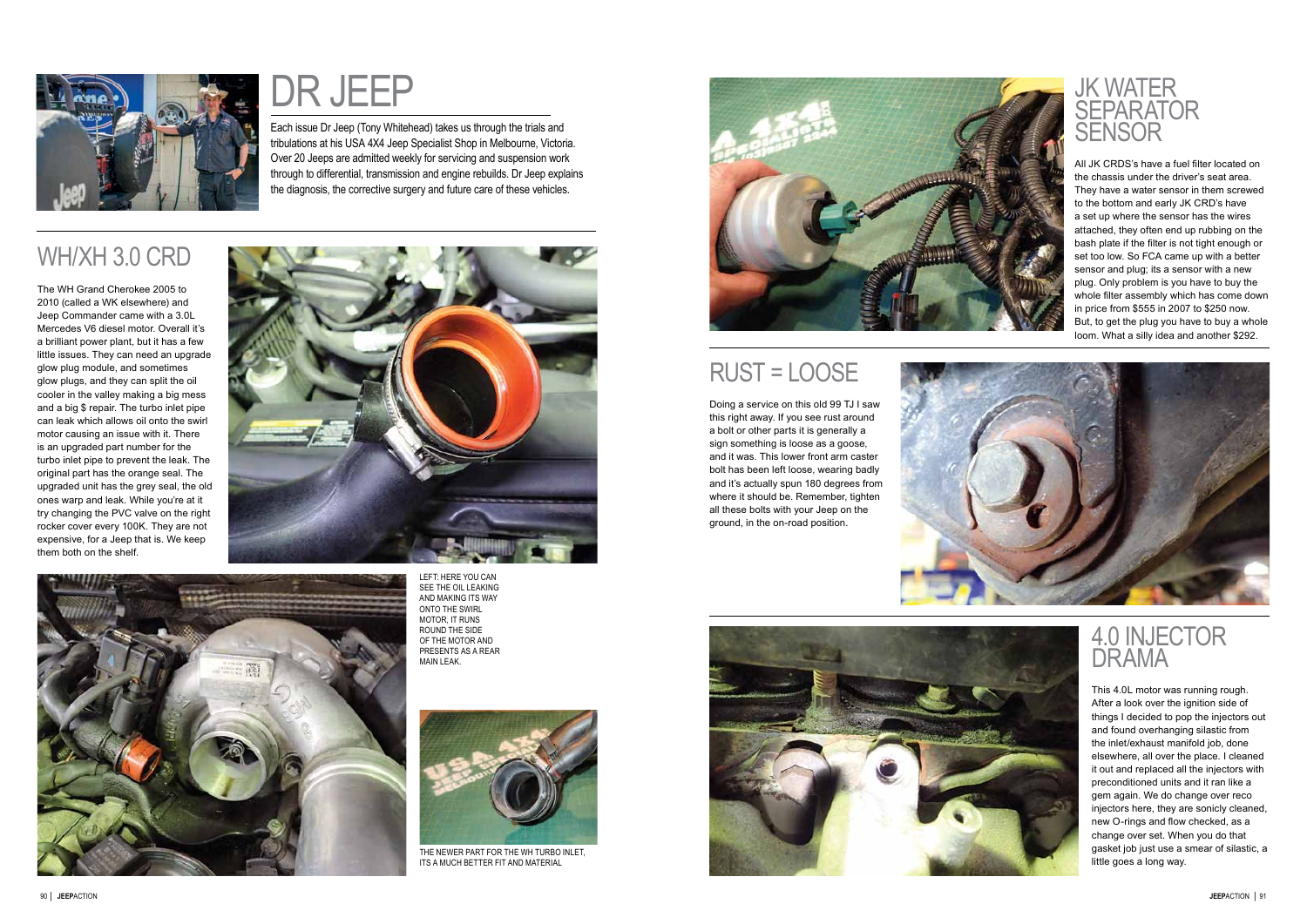# DR JEEP

Each issue Dr Jeep (Tony Whitehead) takes us through the trials and tribulations at his USA 4X4 Jeep Specialist Shop in Melbourne, Victoria. Over 20 Jeeps are admitted weekly for servicing and suspension work through to differential, transmission and engine rebuilds. Dr Jeep explains the diagnosis, the corrective surgery and future care of these vehicles.

## WH/XH 3.0 CRD

The WH Grand Cherokee 2005 to 2010 (called a WK elsewhere) and Jeep Commander came with a 3.0L Mercedes V6 diesel motor. Overall it's a brilliant power plant, but it has a few little issues. They can need an upgrade glow plug module, and sometimes glow plugs, and they can split the oil cooler in the valley making a big mess and a big $ repair. The turbo inlet pipe can leak which allows oil onto the swirl motor causing an issue with it. There is an upgraded part number for the turbo inlet pipe to prevent the leak. The original part has the orange seal. The upgraded unit has the grey seal, the old ones warp and leak. While you're at it try changing the PVC valve on the right rocker cover every 100K. They are not expensive, for a Jeep that is. We keep them both on the shelf.

LEFT: HERE YOU CAN SEE THE OIL LEAKING AND MAKING ITS WAY ONTO THE SWIRL MOTOR, IT RUNS ROUND THE SIDE OF THE MOTOR AND PRESENTS AS A REAR MAIN LEAK.

THE NEWER PART FOR THE WH TURBO INLET, ITS A MUCH BETTER FIT AND MATERIAL

## JK WATER SEPARATOR SENSOR

All JK CRDS's have a fuel filter located on the chassis under the driver's seat area. They have a water sensor in them screwed to the bottom and early JK CRD's have a set up where the sensor has the wires attached, they often end up rubbing on the bash plate if the filter is not tight enough or set too low. So FCA came up with a better sensor and plug; its a sensor with a new plug. Only problem is you have to buy the whole filter assembly which has come down in price from $555 in 2007 to $250 now. But, to get the plug you have to buy a whole loom. What a silly idea and another $292.

## RUST = LOOSE

Doing a service on this old 99 TJ I saw this right away. If you see rust around a bolt or other parts it is generally a sign something is loose as a goose, and it was. This lower front arm caster bolt has been left loose, wearing badly and it's actually spun 180 degrees from where it should be. Remember, tighten all these bolts with your Jeep on the ground, in the on-road position.

## 4.0 INJECTOR DRAMA

This 4.0L motor was running rough. After a look over the ignition side of things I decided to pop the injectors out and found overhanging silastic from the inlet/exhaust manifold job, done elsewhere, all over the place. I cleaned it out and replaced all the injectors with preconditioned units and it ran like a gem again. We do change over reco injectors here, they are sonicly cleaned, new O-rings and flow checked, as a change over set. When you do that gasket job just use a smear of silastic, a little goes a long way.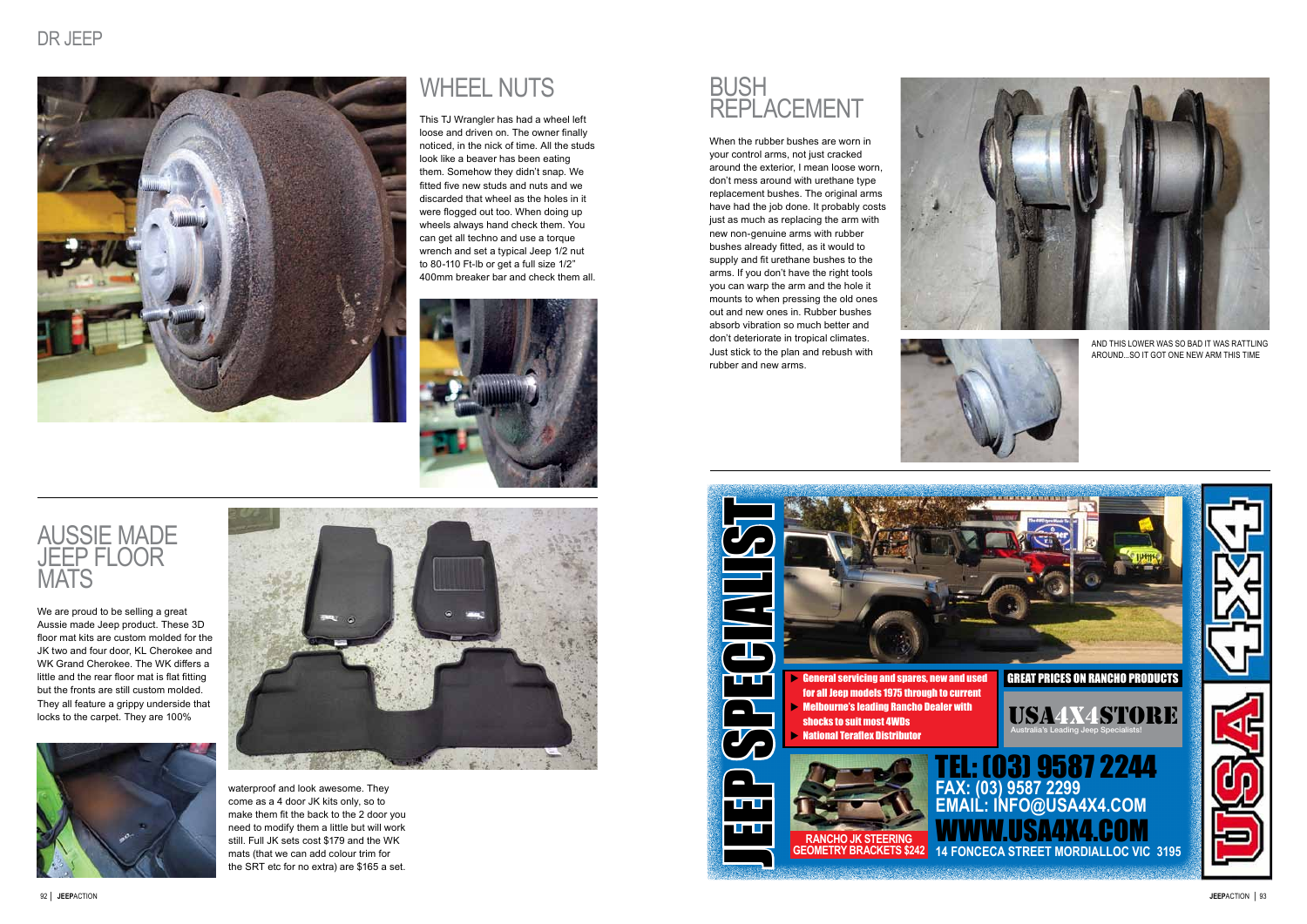# WHEEL NUTS

This TJ Wrangler has had a wheel left loose and driven on. The owner finally noticed, in the nick of time. All the studs look like a beaver has been eating them. Somehow they didn't snap. We fitted five new studs and nuts and we discarded that wheel as the holes in it were flogged out too. When doing up wheels always hand check them. You can get all techno and use a torque wrench and set a typical Jeep 1/2 nut to 80-110 Ft-lb or get a full size 1/2" 400mm breaker bar and check them all.

# BUSH REPLACEMENT

When the rubber bushes are worn in your control arms, not just cracked around the exterior, I mean loose worn, don't mess around with urethane type replacement bushes. The original arms have had the job done. It probably costs just as much as replacing the arm with new non-genuine arms with rubber bushes already fitted, as it would to supply and fit urethane bushes to the arms. If you don't have the right tools you can warp the arm and the hole it mounts to when pressing the old ones out and new ones in. Rubber bushes absorb vibration so much better and don't deteriorate in tropical climates. Just stick to the plan and rebush with rubber and new arms.

AND THIS LOWER WAS SO BAD IT WAS RATTLING AROUND...SO IT GOT ONE NEW ARM THIS TIME

# AUSSIE MADE JEEP FLOOR MATS

We are proud to be selling a great Aussie made Jeep product. These 3D floor mat kits are custom molded for the JK two and four door, KL Cherokee and WK Grand Cherokee. The WK differs a little and the rear floor mat is flat fitting but the fronts are still custom molded. They all feature a grippy underside that locks to the carpet. They are 100% waterproof and look awesome. They come as a 4 door JK kits only, so to make them fit the back to the 2 door you need to modify them a little but will work still. Full JK sets cost $179 and the WK mats (that we can add colour trim for the SRT etc for no extra) are $165 a set.

JEEP SPECIALIST

- General servicing and spares, new and used for all Jeep models 1975 through to current
- Melbourne's leading Rancho Dealer with shocks to suit most 4WDs
- National Teraflex Distributor

GREAT PRICES ON RANCHO PRODUCTS

USA4X4STORE
Australia's Leading Jeep Specialists!

RANCHO JK STEERING GEOMETRY BRACKETS $242

TEL: (03) 9587 2244
FAX: (03) 9587 2299
EMAIL: INFO@USA4X4.COM
WWW.USA4X4.COM
14 FONCECA STREET MORDIALLOC VIC 3195

USA 4X4